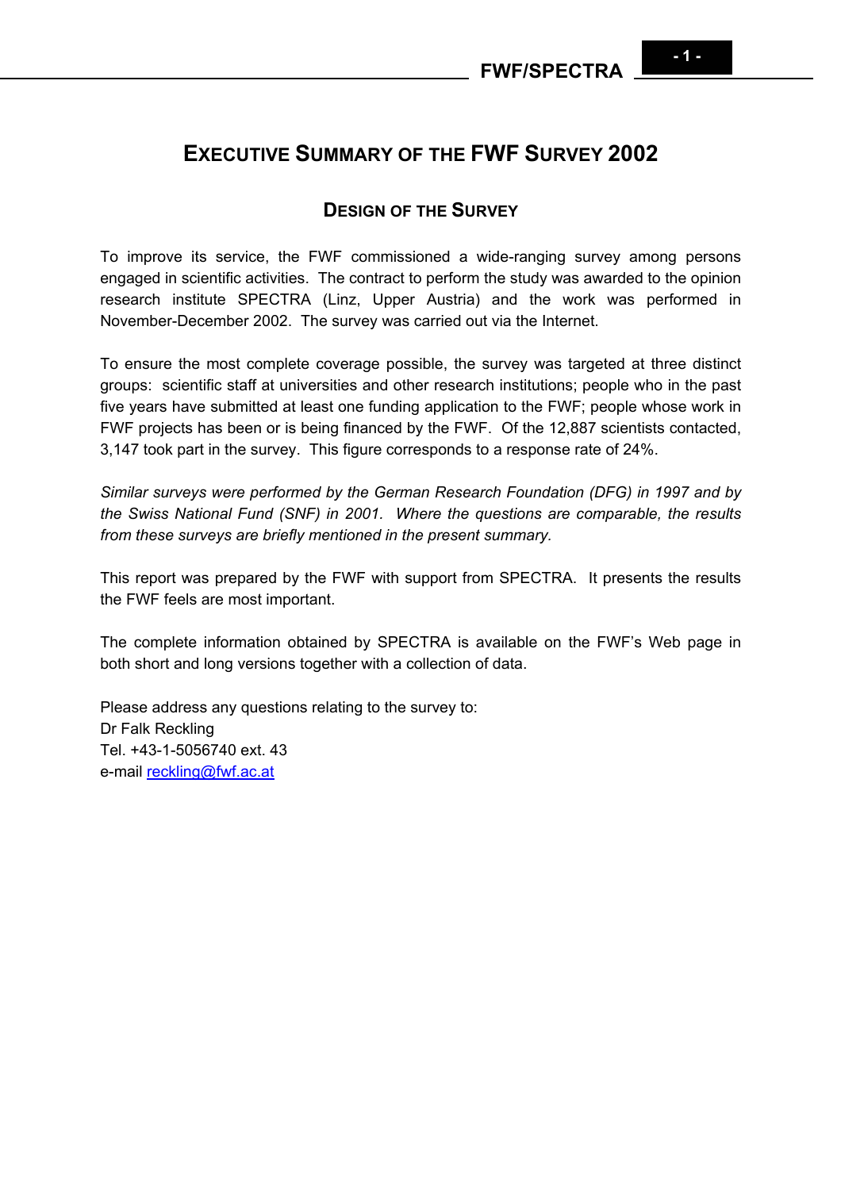# Executive Summary of the FWF Survey 2002

## Design of the Survey

To improve its service, the FWF commissioned a wide-ranging survey among persons engaged in scientific activities. The contract to perform the study was awarded to the opinion research institute SPECTRA (Linz, Upper Austria) and the work was performed in November-December 2002. The survey was carried out via the Internet.

To ensure the most complete coverage possible, the survey was targeted at three distinct groups: scientific staff at universities and other research institutions; people who in the past five years have submitted at least one funding application to the FWF; people whose work in FWF projects has been or is being financed by the FWF. Of the 12,887 scientists contacted, 3,147 took part in the survey. This figure corresponds to a response rate of 24%.

*Similar surveys were performed by the German Research Foundation (DFG) in 1997 and by the Swiss National Fund (SNF) in 2001. Where the questions are comparable, the results from these surveys are briefly mentioned in the present summary.*

This report was prepared by the FWF with support from SPECTRA. It presents the results the FWF feels are most important.

The complete information obtained by SPECTRA is available on the FWF's Web page in both short and long versions together with a collection of data.

Please address any questions relating to the survey to:
Dr Falk Reckling
Tel. +43-1-5056740 ext. 43
e-mail reckling@fwf.ac.at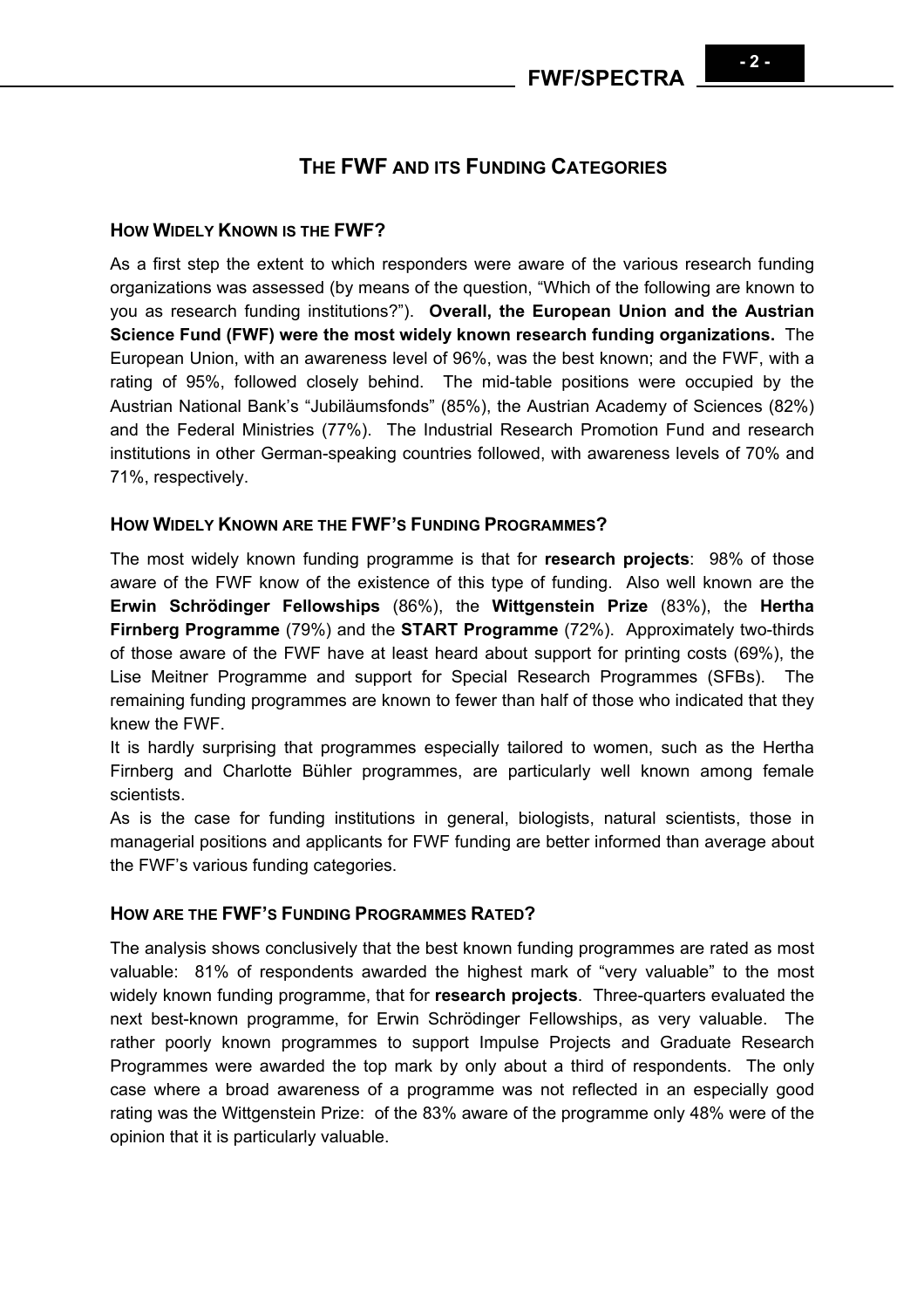# THE FWF AND ITS FUNDING CATEGORIES

### HOW WIDELY KNOWN IS THE FWF?

As a first step the extent to which responders were aware of the various research funding organizations was assessed (by means of the question, "Which of the following are known to you as research funding institutions?"). **Overall, the European Union and the Austrian Science Fund (FWF) were the most widely known research funding organizations.** The European Union, with an awareness level of 96%, was the best known; and the FWF, with a rating of 95%, followed closely behind. The mid-table positions were occupied by the Austrian National Bank's "Jubiläumsfonds" (85%), the Austrian Academy of Sciences (82%) and the Federal Ministries (77%). The Industrial Research Promotion Fund and research institutions in other German-speaking countries followed, with awareness levels of 70% and 71%, respectively.

### HOW WIDELY KNOWN ARE THE FWF'S FUNDING PROGRAMMES?

The most widely known funding programme is that for **research projects**: 98% of those aware of the FWF know of the existence of this type of funding. Also well known are the **Erwin Schrödinger Fellowships** (86%), the **Wittgenstein Prize** (83%), the **Hertha Firnberg Programme** (79%) and the **START Programme** (72%). Approximately two-thirds of those aware of the FWF have at least heard about support for printing costs (69%), the Lise Meitner Programme and support for Special Research Programmes (SFBs). The remaining funding programmes are known to fewer than half of those who indicated that they knew the FWF.

It is hardly surprising that programmes especially tailored to women, such as the Hertha Firnberg and Charlotte Bühler programmes, are particularly well known among female scientists.

As is the case for funding institutions in general, biologists, natural scientists, those in managerial positions and applicants for FWF funding are better informed than average about the FWF's various funding categories.

### HOW ARE THE FWF'S FUNDING PROGRAMMES RATED?

The analysis shows conclusively that the best known funding programmes are rated as most valuable: 81% of respondents awarded the highest mark of "very valuable" to the most widely known funding programme, that for **research projects**. Three-quarters evaluated the next best-known programme, for Erwin Schrödinger Fellowships, as very valuable. The rather poorly known programmes to support Impulse Projects and Graduate Research Programmes were awarded the top mark by only about a third of respondents. The only case where a broad awareness of a programme was not reflected in an especially good rating was the Wittgenstein Prize: of the 83% aware of the programme only 48% were of the opinion that it is particularly valuable.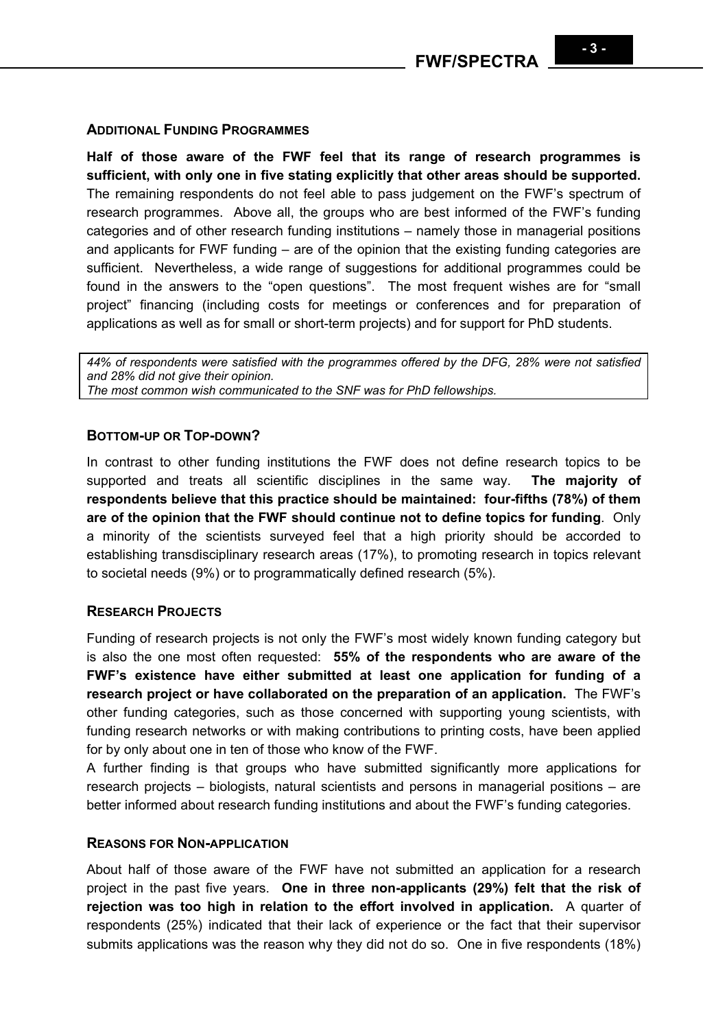## ADDITIONAL FUNDING PROGRAMMES

**Half of those aware of the FWF feel that its range of research programmes is sufficient, with only one in five stating explicitly that other areas should be supported.** The remaining respondents do not feel able to pass judgement on the FWF's spectrum of research programmes. Above all, the groups who are best informed of the FWF's funding categories and of other research funding institutions – namely those in managerial positions and applicants for FWF funding – are of the opinion that the existing funding categories are sufficient. Nevertheless, a wide range of suggestions for additional programmes could be found in the answers to the "open questions". The most frequent wishes are for "small project" financing (including costs for meetings or conferences and for preparation of applications as well as for small or short-term projects) and for support for PhD students.

*44% of respondents were satisfied with the programmes offered by the DFG, 28% were not satisfied and 28% did not give their opinion.*
*The most common wish communicated to the SNF was for PhD fellowships.*

## BOTTOM-UP OR TOP-DOWN?

In contrast to other funding institutions the FWF does not define research topics to be supported and treats all scientific disciplines in the same way. **The majority of respondents believe that this practice should be maintained: four-fifths (78%) of them are of the opinion that the FWF should continue not to define topics for funding**. Only a minority of the scientists surveyed feel that a high priority should be accorded to establishing transdisciplinary research areas (17%), to promoting research in topics relevant to societal needs (9%) or to programmatically defined research (5%).

## RESEARCH PROJECTS

Funding of research projects is not only the FWF's most widely known funding category but is also the one most often requested: **55% of the respondents who are aware of the FWF's existence have either submitted at least one application for funding of a research project or have collaborated on the preparation of an application.** The FWF's other funding categories, such as those concerned with supporting young scientists, with funding research networks or with making contributions to printing costs, have been applied for by only about one in ten of those who know of the FWF.

A further finding is that groups who have submitted significantly more applications for research projects – biologists, natural scientists and persons in managerial positions – are better informed about research funding institutions and about the FWF's funding categories.

## REASONS FOR NON-APPLICATION

About half of those aware of the FWF have not submitted an application for a research project in the past five years. **One in three non-applicants (29%) felt that the risk of rejection was too high in relation to the effort involved in application.** A quarter of respondents (25%) indicated that their lack of experience or the fact that their supervisor submits applications was the reason why they did not do so. One in five respondents (18%)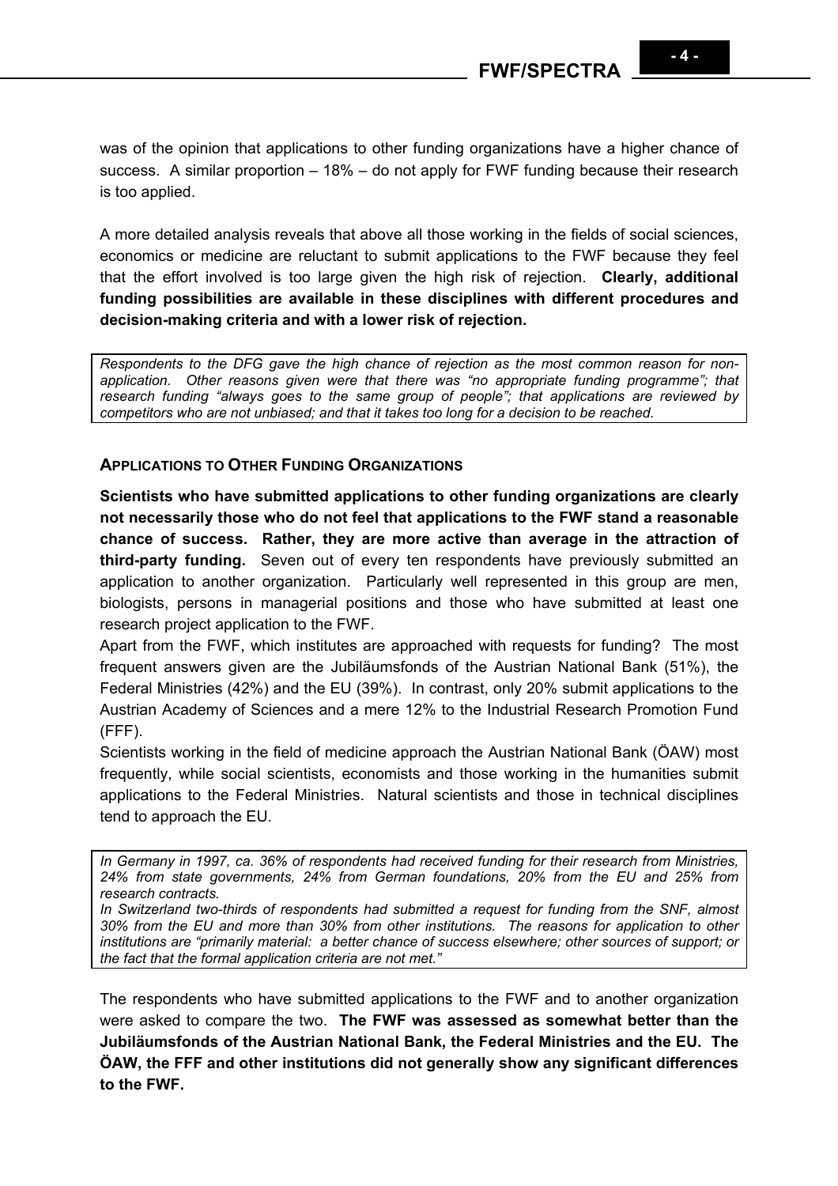was of the opinion that applications to other funding organizations have a higher chance of success. A similar proportion – 18% – do not apply for FWF funding because their research is too applied.

A more detailed analysis reveals that above all those working in the fields of social sciences, economics or medicine are reluctant to submit applications to the FWF because they feel that the effort involved is too large given the high risk of rejection. **Clearly, additional funding possibilities are available in these disciplines with different procedures and decision-making criteria and with a lower risk of rejection.**

*Respondents to the DFG gave the high chance of rejection as the most common reason for non-application. Other reasons given were that there was "no appropriate funding programme"; that research funding "always goes to the same group of people"; that applications are reviewed by competitors who are not unbiased; and that it takes too long for a decision to be reached.*

### APPLICATIONS TO OTHER FUNDING ORGANIZATIONS

**Scientists who have submitted applications to other funding organizations are clearly not necessarily those who do not feel that applications to the FWF stand a reasonable chance of success. Rather, they are more active than average in the attraction of third-party funding.** Seven out of every ten respondents have previously submitted an application to another organization. Particularly well represented in this group are men, biologists, persons in managerial positions and those who have submitted at least one research project application to the FWF.

Apart from the FWF, which institutes are approached with requests for funding? The most frequent answers given are the Jubiläumsfonds of the Austrian National Bank (51%), the Federal Ministries (42%) and the EU (39%). In contrast, only 20% submit applications to the Austrian Academy of Sciences and a mere 12% to the Industrial Research Promotion Fund (FFF).

Scientists working in the field of medicine approach the Austrian National Bank (ÖAW) most frequently, while social scientists, economists and those working in the humanities submit applications to the Federal Ministries. Natural scientists and those in technical disciplines tend to approach the EU.

*In Germany in 1997, ca. 36% of respondents had received funding for their research from Ministries, 24% from state governments, 24% from German foundations, 20% from the EU and 25% from research contracts.*

*In Switzerland two-thirds of respondents had submitted a request for funding from the SNF, almost 30% from the EU and more than 30% from other institutions. The reasons for application to other institutions are "primarily material: a better chance of success elsewhere; other sources of support; or the fact that the formal application criteria are not met."*

The respondents who have submitted applications to the FWF and to another organization were asked to compare the two. **The FWF was assessed as somewhat better than the Jubiläumsfonds of the Austrian National Bank, the Federal Ministries and the EU. The ÖAW, the FFF and other institutions did not generally show any significant differences to the FWF.**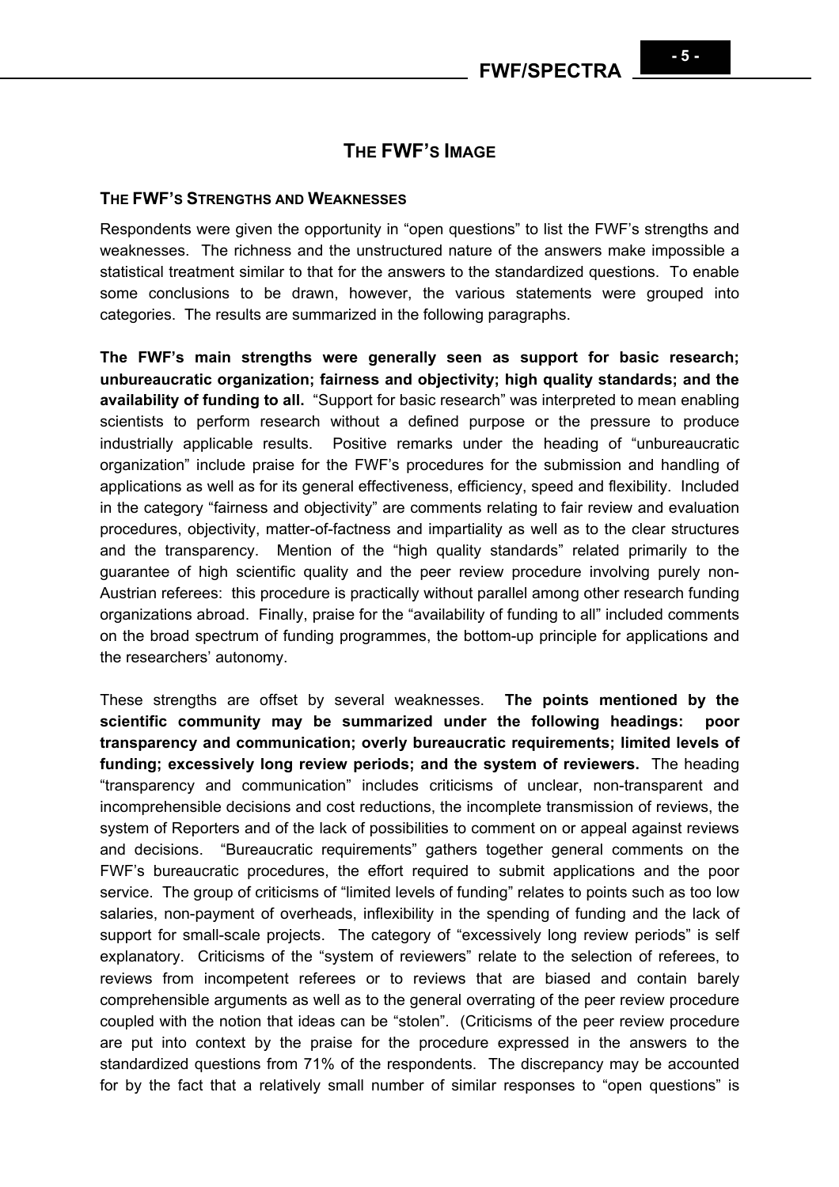## THE FWF'S IMAGE

### THE FWF'S STRENGTHS AND WEAKNESSES

Respondents were given the opportunity in "open questions" to list the FWF's strengths and weaknesses. The richness and the unstructured nature of the answers make impossible a statistical treatment similar to that for the answers to the standardized questions. To enable some conclusions to be drawn, however, the various statements were grouped into categories. The results are summarized in the following paragraphs.

**The FWF's main strengths were generally seen as support for basic research; unbureaucratic organization; fairness and objectivity; high quality standards; and the availability of funding to all.** "Support for basic research" was interpreted to mean enabling scientists to perform research without a defined purpose or the pressure to produce industrially applicable results. Positive remarks under the heading of "unbureaucratic organization" include praise for the FWF's procedures for the submission and handling of applications as well as for its general effectiveness, efficiency, speed and flexibility. Included in the category "fairness and objectivity" are comments relating to fair review and evaluation procedures, objectivity, matter-of-factness and impartiality as well as to the clear structures and the transparency. Mention of the "high quality standards" related primarily to the guarantee of high scientific quality and the peer review procedure involving purely non-Austrian referees: this procedure is practically without parallel among other research funding organizations abroad. Finally, praise for the "availability of funding to all" included comments on the broad spectrum of funding programmes, the bottom-up principle for applications and the researchers' autonomy.

These strengths are offset by several weaknesses. **The points mentioned by the scientific community may be summarized under the following headings: poor transparency and communication; overly bureaucratic requirements; limited levels of funding; excessively long review periods; and the system of reviewers.** The heading "transparency and communication" includes criticisms of unclear, non-transparent and incomprehensible decisions and cost reductions, the incomplete transmission of reviews, the system of Reporters and of the lack of possibilities to comment on or appeal against reviews and decisions. "Bureaucratic requirements" gathers together general comments on the FWF's bureaucratic procedures, the effort required to submit applications and the poor service. The group of criticisms of "limited levels of funding" relates to points such as too low salaries, non-payment of overheads, inflexibility in the spending of funding and the lack of support for small-scale projects. The category of "excessively long review periods" is self explanatory. Criticisms of the "system of reviewers" relate to the selection of referees, to reviews from incompetent referees or to reviews that are biased and contain barely comprehensible arguments as well as to the general overrating of the peer review procedure coupled with the notion that ideas can be "stolen". (Criticisms of the peer review procedure are put into context by the praise for the procedure expressed in the answers to the standardized questions from 71% of the respondents. The discrepancy may be accounted for by the fact that a relatively small number of similar responses to "open questions" is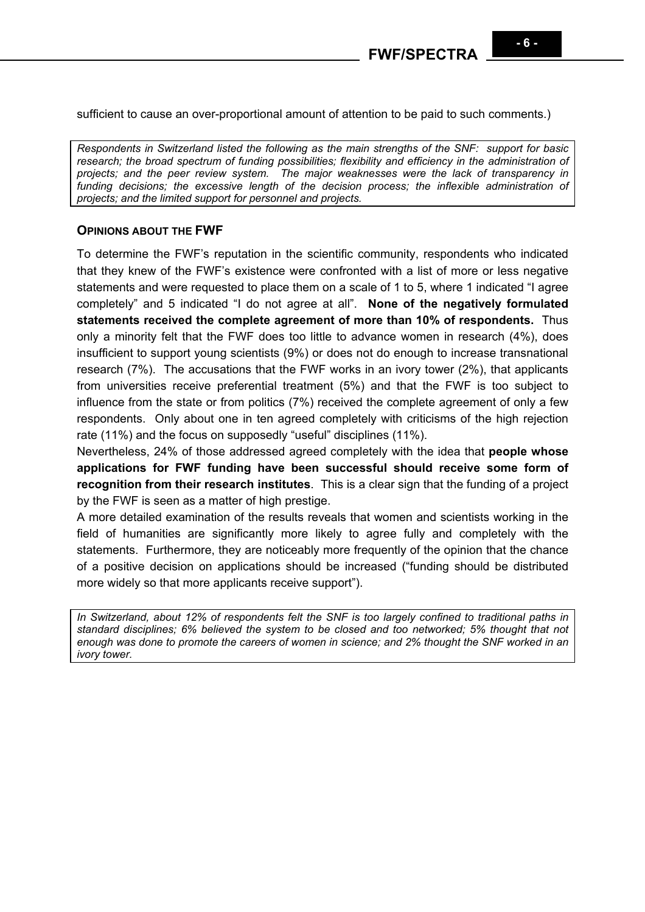sufficient to cause an over-proportional amount of attention to be paid to such comments.)

*Respondents in Switzerland listed the following as the main strengths of the SNF: support for basic research; the broad spectrum of funding possibilities; flexibility and efficiency in the administration of projects; and the peer review system. The major weaknesses were the lack of transparency in funding decisions; the excessive length of the decision process; the inflexible administration of projects; and the limited support for personnel and projects.*

### OPINIONS ABOUT THE FWF

To determine the FWF's reputation in the scientific community, respondents who indicated that they knew of the FWF's existence were confronted with a list of more or less negative statements and were requested to place them on a scale of 1 to 5, where 1 indicated "I agree completely" and 5 indicated "I do not agree at all". **None of the negatively formulated statements received the complete agreement of more than 10% of respondents.** Thus only a minority felt that the FWF does too little to advance women in research (4%), does insufficient to support young scientists (9%) or does not do enough to increase transnational research (7%). The accusations that the FWF works in an ivory tower (2%), that applicants from universities receive preferential treatment (5%) and that the FWF is too subject to influence from the state or from politics (7%) received the complete agreement of only a few respondents. Only about one in ten agreed completely with criticisms of the high rejection rate (11%) and the focus on supposedly "useful" disciplines (11%).

Nevertheless, 24% of those addressed agreed completely with the idea that **people whose applications for FWF funding have been successful should receive some form of recognition from their research institutes**. This is a clear sign that the funding of a project by the FWF is seen as a matter of high prestige.

A more detailed examination of the results reveals that women and scientists working in the field of humanities are significantly more likely to agree fully and completely with the statements. Furthermore, they are noticeably more frequently of the opinion that the chance of a positive decision on applications should be increased ("funding should be distributed more widely so that more applicants receive support").

*In Switzerland, about 12% of respondents felt the SNF is too largely confined to traditional paths in standard disciplines; 6% believed the system to be closed and too networked; 5% thought that not enough was done to promote the careers of women in science; and 2% thought the SNF worked in an ivory tower.*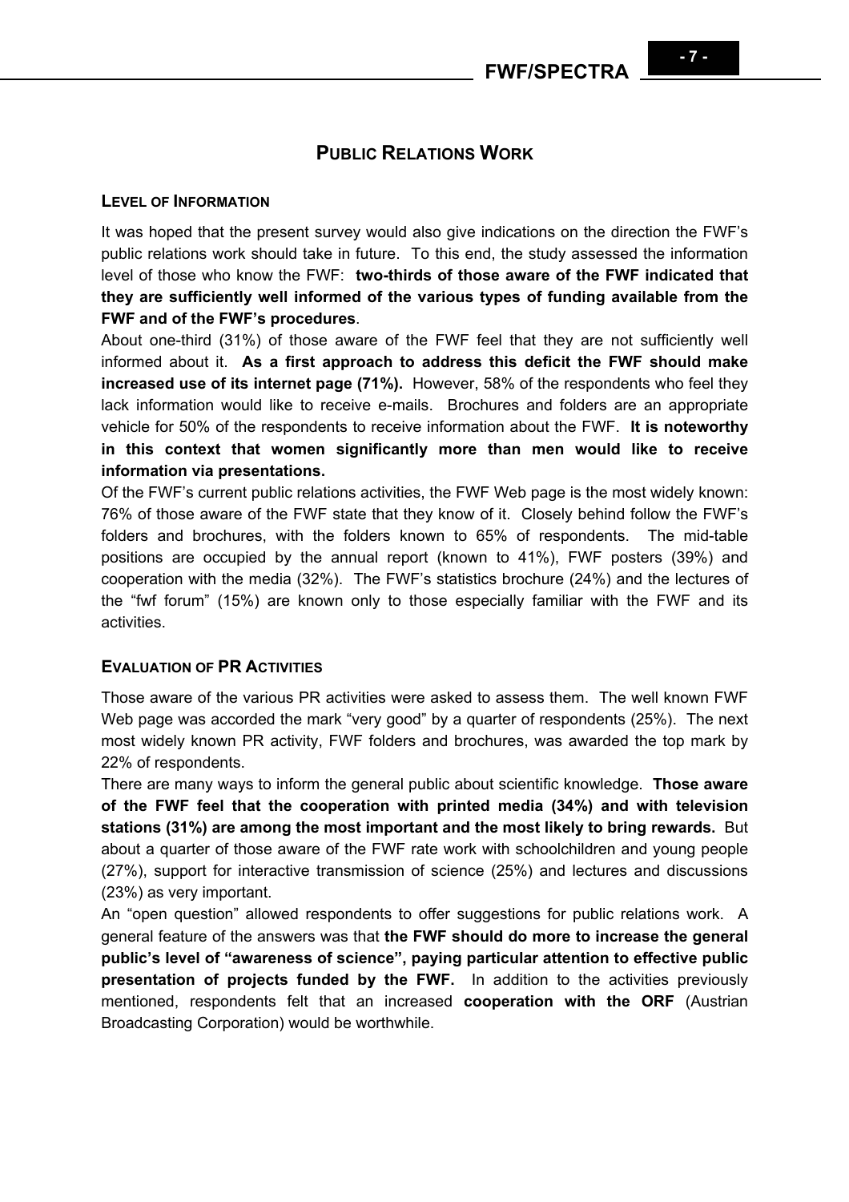# PUBLIC RELATIONS WORK

## LEVEL OF INFORMATION

It was hoped that the present survey would also give indications on the direction the FWF's public relations work should take in future. To this end, the study assessed the information level of those who know the FWF: **two-thirds of those aware of the FWF indicated that they are sufficiently well informed of the various types of funding available from the FWF and of the FWF's procedures**.

About one-third (31%) of those aware of the FWF feel that they are not sufficiently well informed about it. **As a first approach to address this deficit the FWF should make increased use of its internet page (71%).** However, 58% of the respondents who feel they lack information would like to receive e-mails. Brochures and folders are an appropriate vehicle for 50% of the respondents to receive information about the FWF. **It is noteworthy in this context that women significantly more than men would like to receive information via presentations.**

Of the FWF's current public relations activities, the FWF Web page is the most widely known: 76% of those aware of the FWF state that they know of it. Closely behind follow the FWF's folders and brochures, with the folders known to 65% of respondents. The mid-table positions are occupied by the annual report (known to 41%), FWF posters (39%) and cooperation with the media (32%). The FWF's statistics brochure (24%) and the lectures of the "fwf forum" (15%) are known only to those especially familiar with the FWF and its activities.

## EVALUATION OF PR ACTIVITIES

Those aware of the various PR activities were asked to assess them. The well known FWF Web page was accorded the mark "very good" by a quarter of respondents (25%). The next most widely known PR activity, FWF folders and brochures, was awarded the top mark by 22% of respondents.

There are many ways to inform the general public about scientific knowledge. **Those aware of the FWF feel that the cooperation with printed media (34%) and with television stations (31%) are among the most important and the most likely to bring rewards.** But about a quarter of those aware of the FWF rate work with schoolchildren and young people (27%), support for interactive transmission of science (25%) and lectures and discussions (23%) as very important.

An "open question" allowed respondents to offer suggestions for public relations work. A general feature of the answers was that **the FWF should do more to increase the general public's level of "awareness of science", paying particular attention to effective public presentation of projects funded by the FWF.** In addition to the activities previously mentioned, respondents felt that an increased **cooperation with the ORF** (Austrian Broadcasting Corporation) would be worthwhile.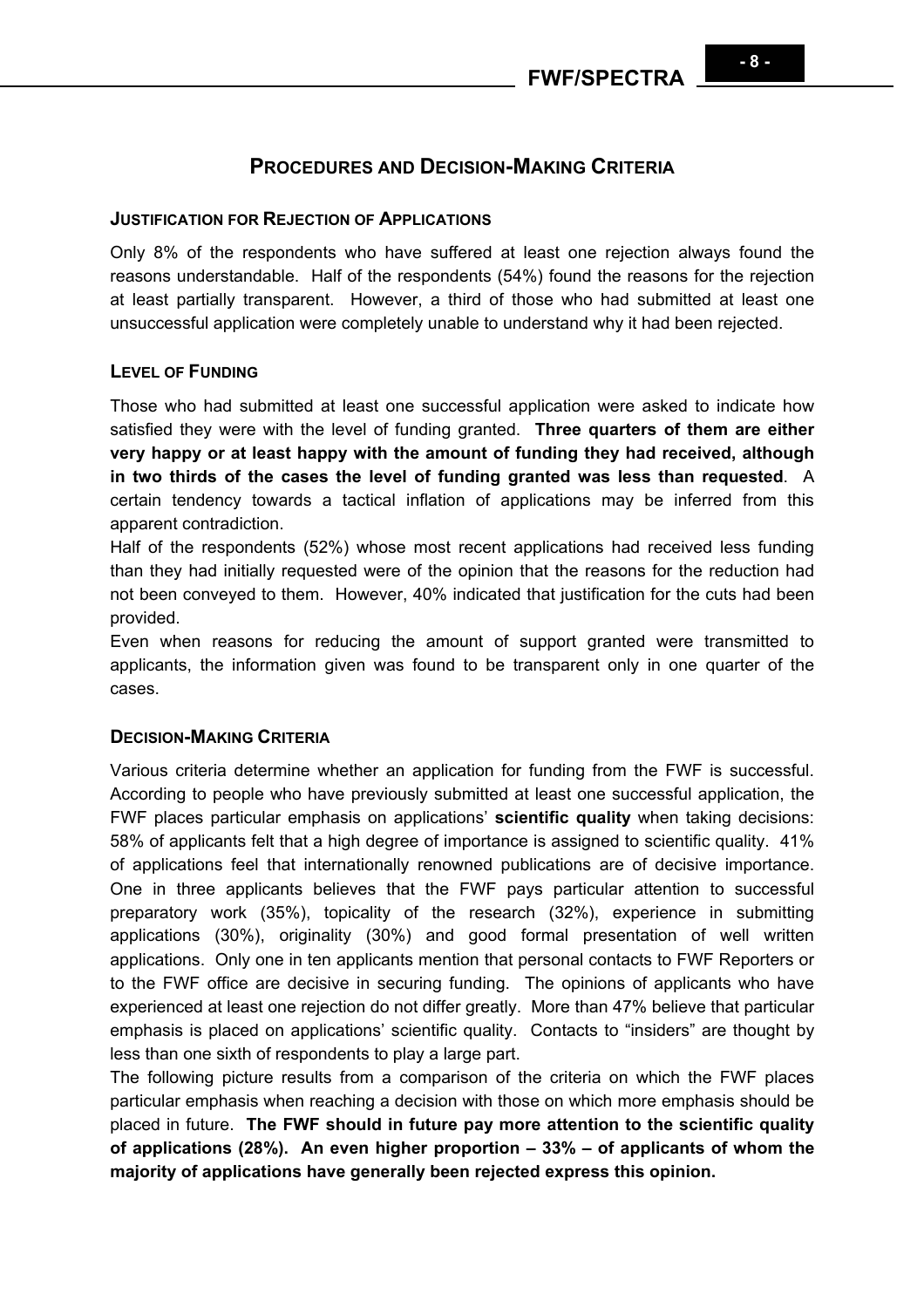## Procedures and Decision-Making Criteria

### Justification for Rejection of Applications

Only 8% of the respondents who have suffered at least one rejection always found the reasons understandable. Half of the respondents (54%) found the reasons for the rejection at least partially transparent. However, a third of those who had submitted at least one unsuccessful application were completely unable to understand why it had been rejected.

### Level of Funding

Those who had submitted at least one successful application were asked to indicate how satisfied they were with the level of funding granted. **Three quarters of them are either very happy or at least happy with the amount of funding they had received, although in two thirds of the cases the level of funding granted was less than requested**. A certain tendency towards a tactical inflation of applications may be inferred from this apparent contradiction.

Half of the respondents (52%) whose most recent applications had received less funding than they had initially requested were of the opinion that the reasons for the reduction had not been conveyed to them. However, 40% indicated that justification for the cuts had been provided.

Even when reasons for reducing the amount of support granted were transmitted to applicants, the information given was found to be transparent only in one quarter of the cases.

### Decision-Making Criteria

Various criteria determine whether an application for funding from the FWF is successful. According to people who have previously submitted at least one successful application, the FWF places particular emphasis on applications' **scientific quality** when taking decisions: 58% of applicants felt that a high degree of importance is assigned to scientific quality. 41% of applications feel that internationally renowned publications are of decisive importance. One in three applicants believes that the FWF pays particular attention to successful preparatory work (35%), topicality of the research (32%), experience in submitting applications (30%), originality (30%) and good formal presentation of well written applications. Only one in ten applicants mention that personal contacts to FWF Reporters or to the FWF office are decisive in securing funding. The opinions of applicants who have experienced at least one rejection do not differ greatly. More than 47% believe that particular emphasis is placed on applications' scientific quality. Contacts to "insiders" are thought by less than one sixth of respondents to play a large part.

The following picture results from a comparison of the criteria on which the FWF places particular emphasis when reaching a decision with those on which more emphasis should be placed in future. **The FWF should in future pay more attention to the scientific quality of applications (28%). An even higher proportion – 33% – of applicants of whom the majority of applications have generally been rejected express this opinion.**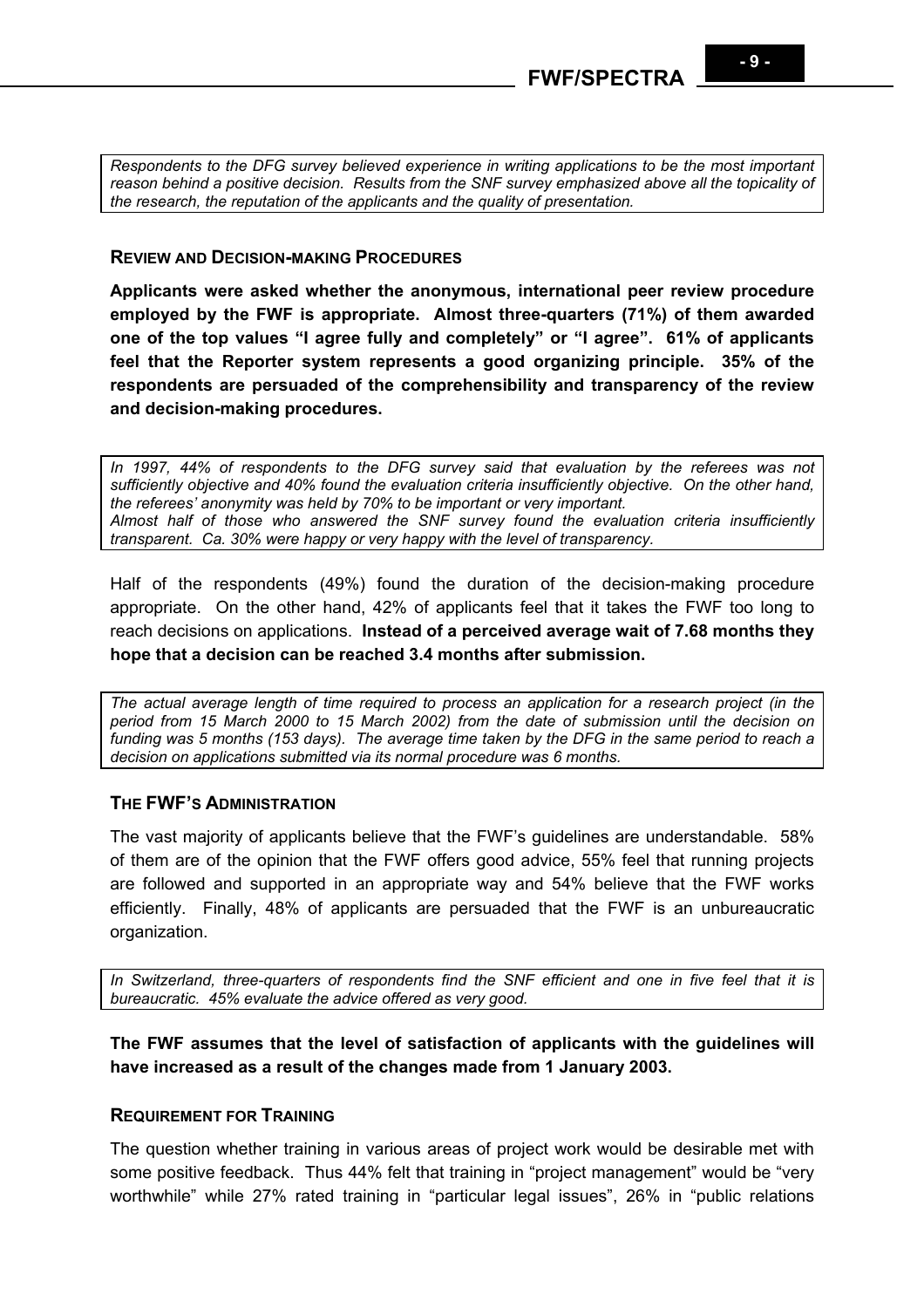*Respondents to the DFG survey believed experience in writing applications to be the most important reason behind a positive decision. Results from the SNF survey emphasized above all the topicality of the research, the reputation of the applicants and the quality of presentation.*

### REVIEW AND DECISION-MAKING PROCEDURES

**Applicants were asked whether the anonymous, international peer review procedure employed by the FWF is appropriate. Almost three-quarters (71%) of them awarded one of the top values "I agree fully and completely" or "I agree". 61% of applicants feel that the Reporter system represents a good organizing principle. 35% of the respondents are persuaded of the comprehensibility and transparency of the review and decision-making procedures.**

*In 1997, 44% of respondents to the DFG survey said that evaluation by the referees was not sufficiently objective and 40% found the evaluation criteria insufficiently objective. On the other hand, the referees' anonymity was held by 70% to be important or very important.*
*Almost half of those who answered the SNF survey found the evaluation criteria insufficiently transparent. Ca. 30% were happy or very happy with the level of transparency.*

Half of the respondents (49%) found the duration of the decision-making procedure appropriate. On the other hand, 42% of applicants feel that it takes the FWF too long to reach decisions on applications. **Instead of a perceived average wait of 7.68 months they hope that a decision can be reached 3.4 months after submission.**

*The actual average length of time required to process an application for a research project (in the period from 15 March 2000 to 15 March 2002) from the date of submission until the decision on funding was 5 months (153 days). The average time taken by the DFG in the same period to reach a decision on applications submitted via its normal procedure was 6 months.*

### THE FWF'S ADMINISTRATION

The vast majority of applicants believe that the FWF's guidelines are understandable. 58% of them are of the opinion that the FWF offers good advice, 55% feel that running projects are followed and supported in an appropriate way and 54% believe that the FWF works efficiently. Finally, 48% of applicants are persuaded that the FWF is an unbureaucratic organization.

*In Switzerland, three-quarters of respondents find the SNF efficient and one in five feel that it is bureaucratic. 45% evaluate the advice offered as very good.*

**The FWF assumes that the level of satisfaction of applicants with the guidelines will have increased as a result of the changes made from 1 January 2003.**

### REQUIREMENT FOR TRAINING

The question whether training in various areas of project work would be desirable met with some positive feedback. Thus 44% felt that training in "project management" would be "very worthwhile" while 27% rated training in "particular legal issues", 26% in "public relations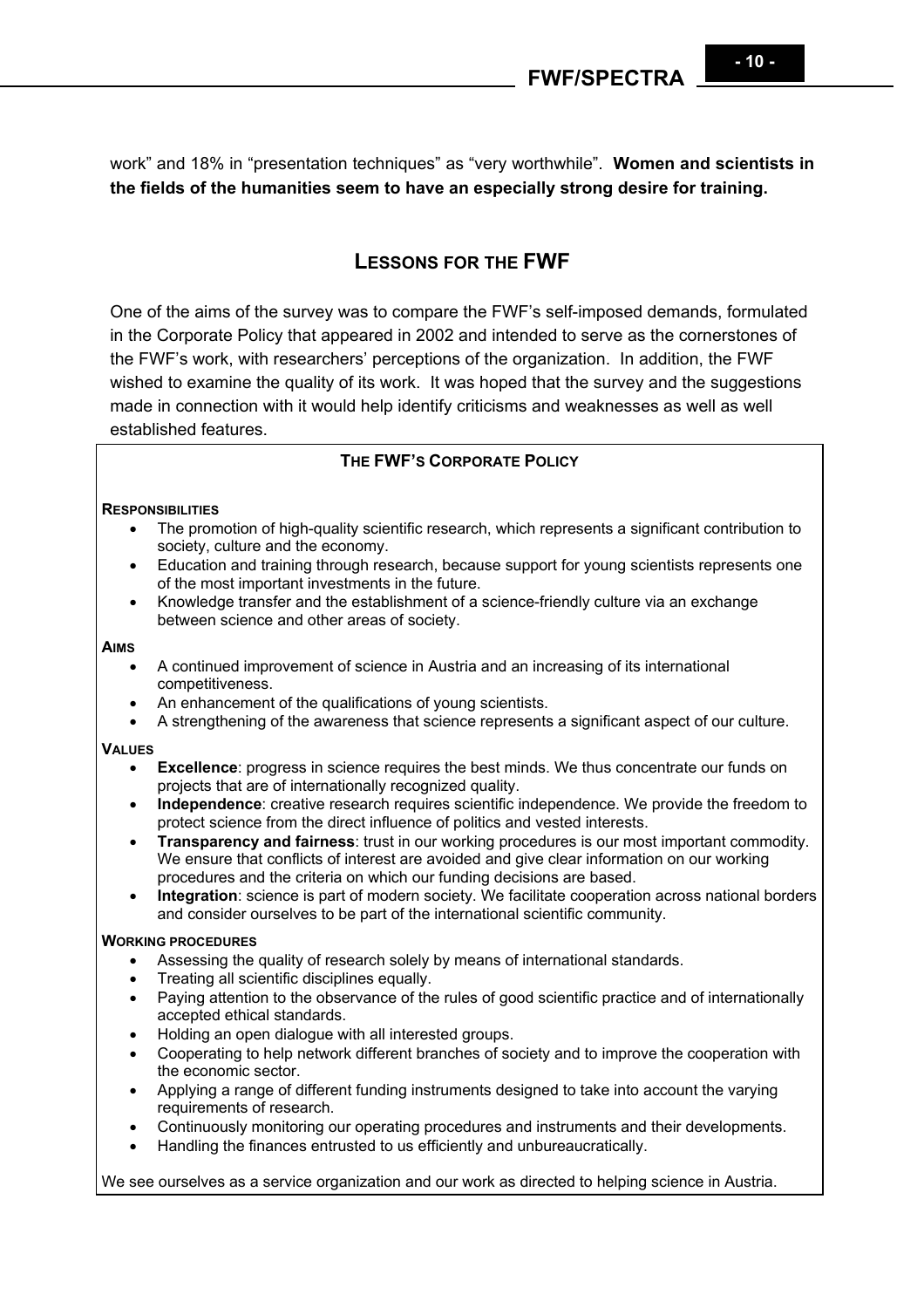work" and 18% in "presentation techniques" as "very worthwhile". **Women and scientists in the fields of the humanities seem to have an especially strong desire for training.**

## LESSONS FOR THE FWF

One of the aims of the survey was to compare the FWF's self-imposed demands, formulated in the Corporate Policy that appeared in 2002 and intended to serve as the cornerstones of the FWF's work, with researchers' perceptions of the organization. In addition, the FWF wished to examine the quality of its work. It was hoped that the survey and the suggestions made in connection with it would help identify criticisms and weaknesses as well as well established features.

### THE FWF'S CORPORATE POLICY

**RESPONSIBILITIES**

- The promotion of high-quality scientific research, which represents a significant contribution to society, culture and the economy.
- Education and training through research, because support for young scientists represents one of the most important investments in the future.
- Knowledge transfer and the establishment of a science-friendly culture via an exchange between science and other areas of society.

**AIMS**

- A continued improvement of science in Austria and an increasing of its international competitiveness.
- An enhancement of the qualifications of young scientists.
- A strengthening of the awareness that science represents a significant aspect of our culture.

**VALUES**

- **Excellence**: progress in science requires the best minds. We thus concentrate our funds on projects that are of internationally recognized quality.
- **Independence**: creative research requires scientific independence. We provide the freedom to protect science from the direct influence of politics and vested interests.
- **Transparency and fairness**: trust in our working procedures is our most important commodity. We ensure that conflicts of interest are avoided and give clear information on our working procedures and the criteria on which our funding decisions are based.
- **Integration**: science is part of modern society. We facilitate cooperation across national borders and consider ourselves to be part of the international scientific community.

**WORKING PROCEDURES**

- Assessing the quality of research solely by means of international standards.
- Treating all scientific disciplines equally.
- Paying attention to the observance of the rules of good scientific practice and of internationally accepted ethical standards.
- Holding an open dialogue with all interested groups.
- Cooperating to help network different branches of society and to improve the cooperation with the economic sector.
- Applying a range of different funding instruments designed to take into account the varying requirements of research.
- Continuously monitoring our operating procedures and instruments and their developments.
- Handling the finances entrusted to us efficiently and unbureaucratically.

We see ourselves as a service organization and our work as directed to helping science in Austria.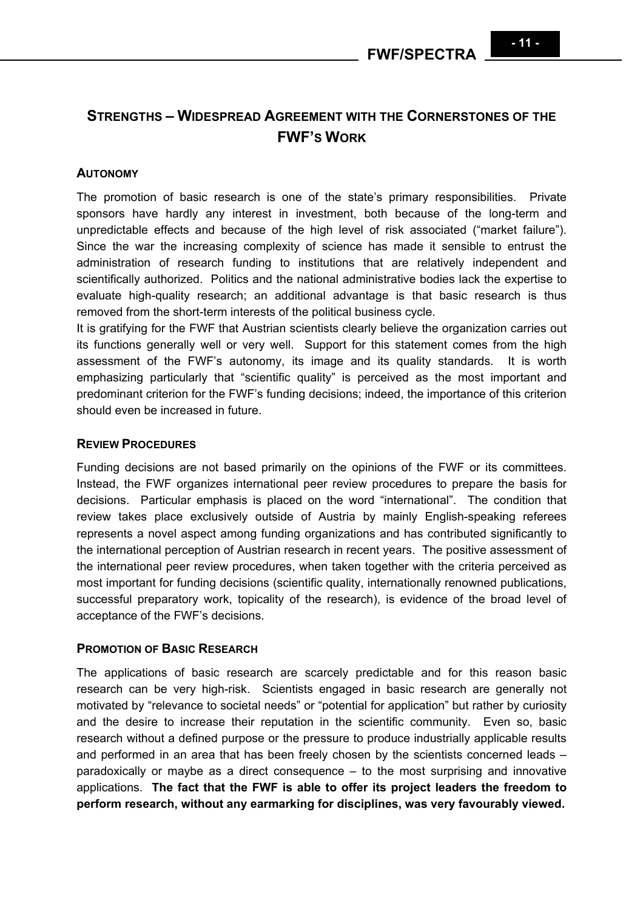## Strengths – Widespread Agreement with the Cornerstones of the FWF's Work

### Autonomy

The promotion of basic research is one of the state's primary responsibilities. Private sponsors have hardly any interest in investment, both because of the long-term and unpredictable effects and because of the high level of risk associated ("market failure"). Since the war the increasing complexity of science has made it sensible to entrust the administration of research funding to institutions that are relatively independent and scientifically authorized. Politics and the national administrative bodies lack the expertise to evaluate high-quality research; an additional advantage is that basic research is thus removed from the short-term interests of the political business cycle.

It is gratifying for the FWF that Austrian scientists clearly believe the organization carries out its functions generally well or very well. Support for this statement comes from the high assessment of the FWF's autonomy, its image and its quality standards. It is worth emphasizing particularly that "scientific quality" is perceived as the most important and predominant criterion for the FWF's funding decisions; indeed, the importance of this criterion should even be increased in future.

### Review Procedures

Funding decisions are not based primarily on the opinions of the FWF or its committees. Instead, the FWF organizes international peer review procedures to prepare the basis for decisions. Particular emphasis is placed on the word "international". The condition that review takes place exclusively outside of Austria by mainly English-speaking referees represents a novel aspect among funding organizations and has contributed significantly to the international perception of Austrian research in recent years. The positive assessment of the international peer review procedures, when taken together with the criteria perceived as most important for funding decisions (scientific quality, internationally renowned publications, successful preparatory work, topicality of the research), is evidence of the broad level of acceptance of the FWF's decisions.

### Promotion of Basic Research

The applications of basic research are scarcely predictable and for this reason basic research can be very high-risk. Scientists engaged in basic research are generally not motivated by "relevance to societal needs" or "potential for application" but rather by curiosity and the desire to increase their reputation in the scientific community. Even so, basic research without a defined purpose or the pressure to produce industrially applicable results and performed in an area that has been freely chosen by the scientists concerned leads – paradoxically or maybe as a direct consequence – to the most surprising and innovative applications. **The fact that the FWF is able to offer its project leaders the freedom to perform research, without any earmarking for disciplines, was very favourably viewed.**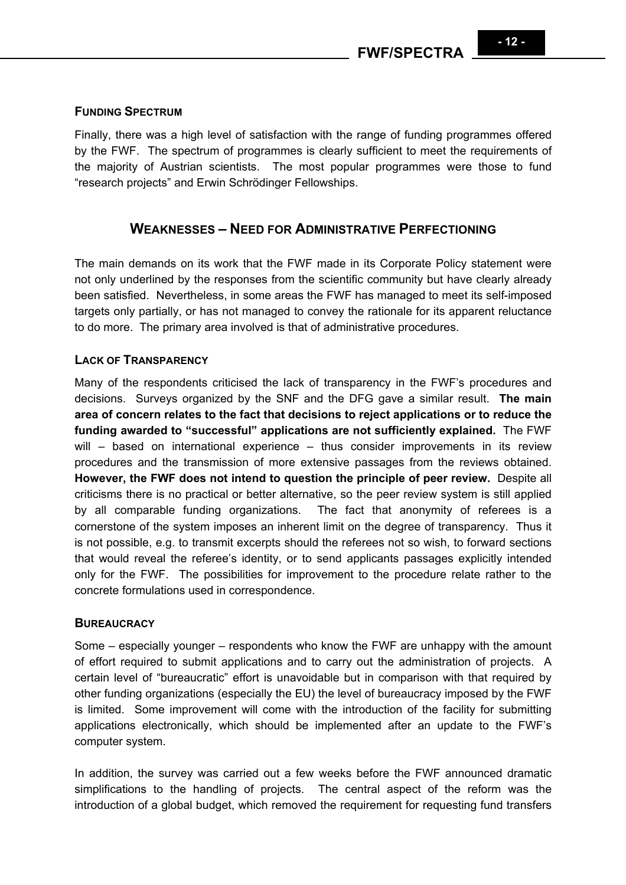#### Funding Spectrum

Finally, there was a high level of satisfaction with the range of funding programmes offered by the FWF. The spectrum of programmes is clearly sufficient to meet the requirements of the majority of Austrian scientists. The most popular programmes were those to fund "research projects" and Erwin Schrödinger Fellowships.

## Weaknesses – Need for Administrative Perfectioning

The main demands on its work that the FWF made in its Corporate Policy statement were not only underlined by the responses from the scientific community but have clearly already been satisfied. Nevertheless, in some areas the FWF has managed to meet its self-imposed targets only partially, or has not managed to convey the rationale for its apparent reluctance to do more. The primary area involved is that of administrative procedures.

#### Lack of Transparency

Many of the respondents criticised the lack of transparency in the FWF's procedures and decisions. Surveys organized by the SNF and the DFG gave a similar result. **The main area of concern relates to the fact that decisions to reject applications or to reduce the funding awarded to "successful" applications are not sufficiently explained.** The FWF will – based on international experience – thus consider improvements in its review procedures and the transmission of more extensive passages from the reviews obtained. **However, the FWF does not intend to question the principle of peer review.** Despite all criticisms there is no practical or better alternative, so the peer review system is still applied by all comparable funding organizations. The fact that anonymity of referees is a cornerstone of the system imposes an inherent limit on the degree of transparency. Thus it is not possible, e.g. to transmit excerpts should the referees not so wish, to forward sections that would reveal the referee's identity, or to send applicants passages explicitly intended only for the FWF. The possibilities for improvement to the procedure relate rather to the concrete formulations used in correspondence.

#### Bureaucracy

Some – especially younger – respondents who know the FWF are unhappy with the amount of effort required to submit applications and to carry out the administration of projects. A certain level of "bureaucratic" effort is unavoidable but in comparison with that required by other funding organizations (especially the EU) the level of bureaucracy imposed by the FWF is limited. Some improvement will come with the introduction of the facility for submitting applications electronically, which should be implemented after an update to the FWF's computer system.

In addition, the survey was carried out a few weeks before the FWF announced dramatic simplifications to the handling of projects. The central aspect of the reform was the introduction of a global budget, which removed the requirement for requesting fund transfers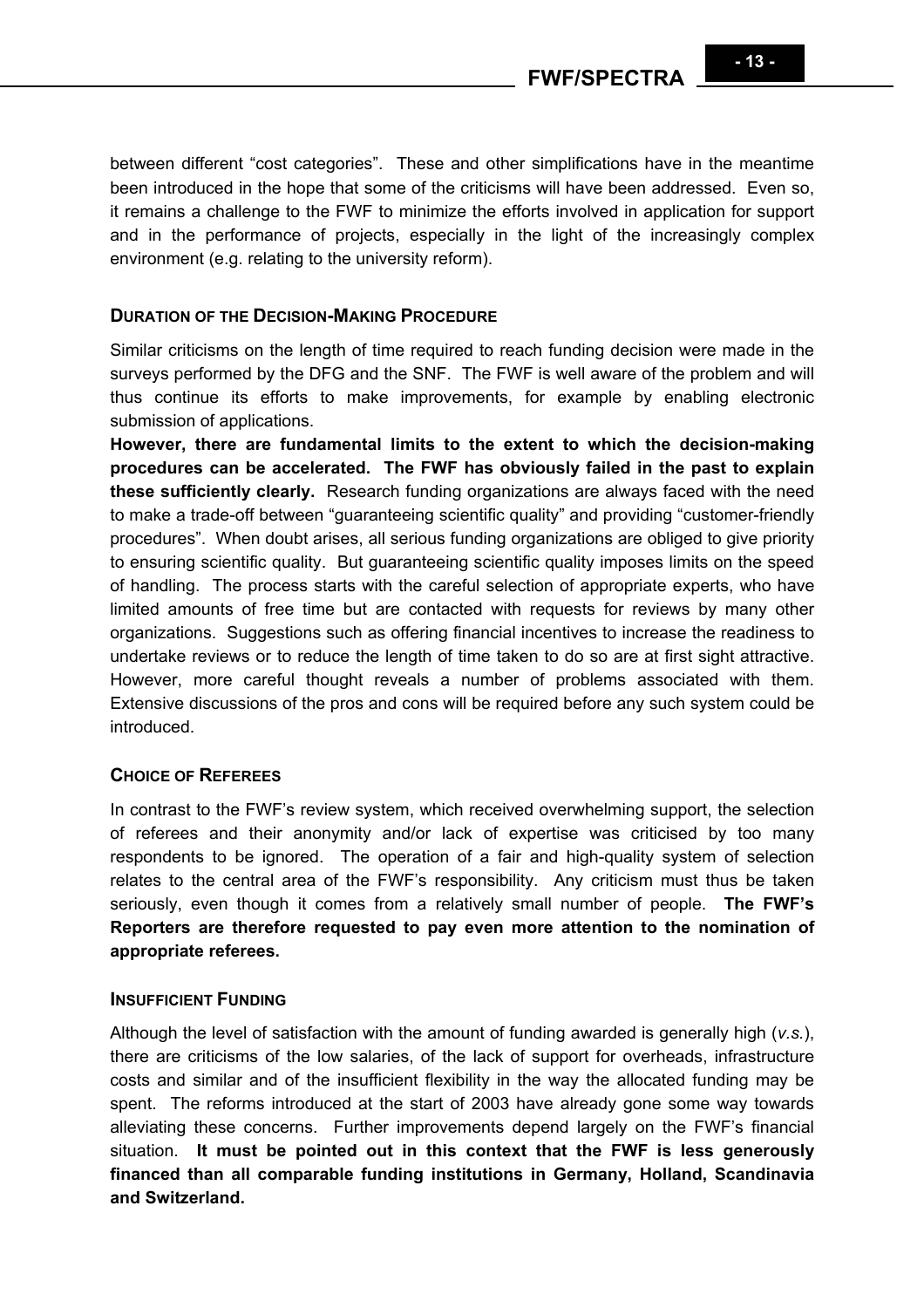between different “cost categories”. These and other simplifications have in the meantime been introduced in the hope that some of the criticisms will have been addressed. Even so, it remains a challenge to the FWF to minimize the efforts involved in application for support and in the performance of projects, especially in the light of the increasingly complex environment (e.g. relating to the university reform).

### DURATION OF THE DECISION-MAKING PROCEDURE

Similar criticisms on the length of time required to reach funding decision were made in the surveys performed by the DFG and the SNF. The FWF is well aware of the problem and will thus continue its efforts to make improvements, for example by enabling electronic submission of applications.

**However, there are fundamental limits to the extent to which the decision-making procedures can be accelerated. The FWF has obviously failed in the past to explain these sufficiently clearly.** Research funding organizations are always faced with the need to make a trade-off between “guaranteeing scientific quality” and providing “customer-friendly procedures”. When doubt arises, all serious funding organizations are obliged to give priority to ensuring scientific quality. But guaranteeing scientific quality imposes limits on the speed of handling. The process starts with the careful selection of appropriate experts, who have limited amounts of free time but are contacted with requests for reviews by many other organizations. Suggestions such as offering financial incentives to increase the readiness to undertake reviews or to reduce the length of time taken to do so are at first sight attractive. However, more careful thought reveals a number of problems associated with them. Extensive discussions of the pros and cons will be required before any such system could be introduced.

### CHOICE OF REFEREES

In contrast to the FWF’s review system, which received overwhelming support, the selection of referees and their anonymity and/or lack of expertise was criticised by too many respondents to be ignored. The operation of a fair and high-quality system of selection relates to the central area of the FWF’s responsibility. Any criticism must thus be taken seriously, even though it comes from a relatively small number of people. **The FWF’s Reporters are therefore requested to pay even more attention to the nomination of appropriate referees.**

### INSUFFICIENT FUNDING

Although the level of satisfaction with the amount of funding awarded is generally high (*v.s.*), there are criticisms of the low salaries, of the lack of support for overheads, infrastructure costs and similar and of the insufficient flexibility in the way the allocated funding may be spent. The reforms introduced at the start of 2003 have already gone some way towards alleviating these concerns. Further improvements depend largely on the FWF’s financial situation. **It must be pointed out in this context that the FWF is less generously financed than all comparable funding institutions in Germany, Holland, Scandinavia and Switzerland.**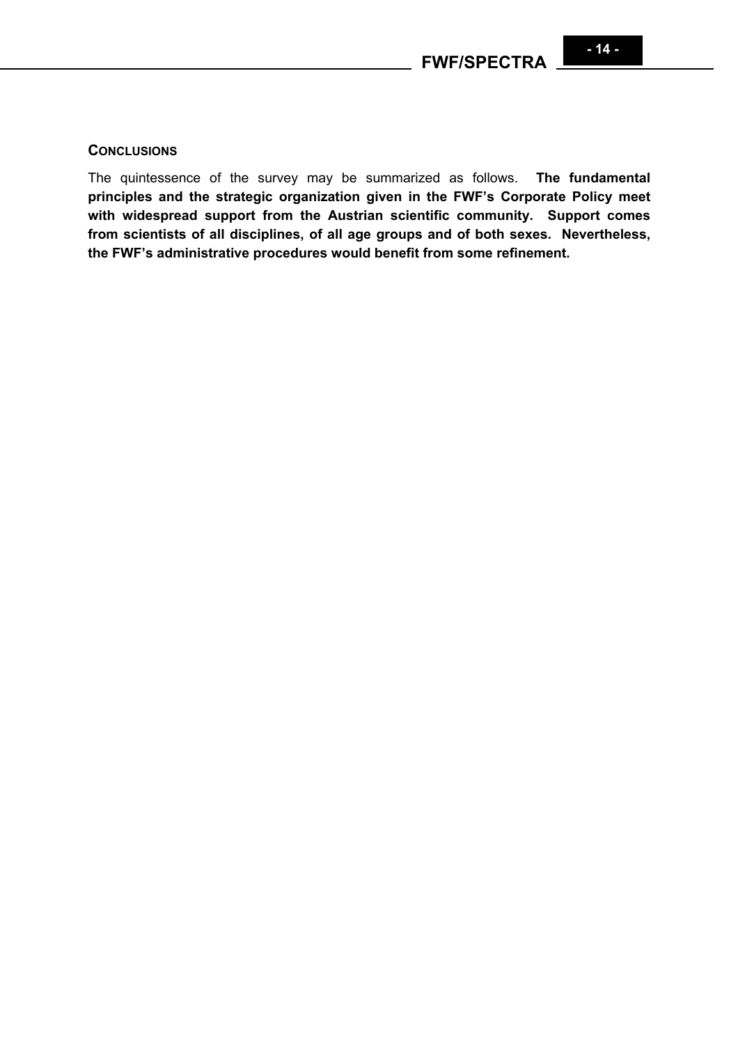## CONCLUSIONS

The quintessence of the survey may be summarized as follows. **The fundamental principles and the strategic organization given in the FWF's Corporate Policy meet with widespread support from the Austrian scientific community. Support comes from scientists of all disciplines, of all age groups and of both sexes. Nevertheless, the FWF's administrative procedures would benefit from some refinement.**